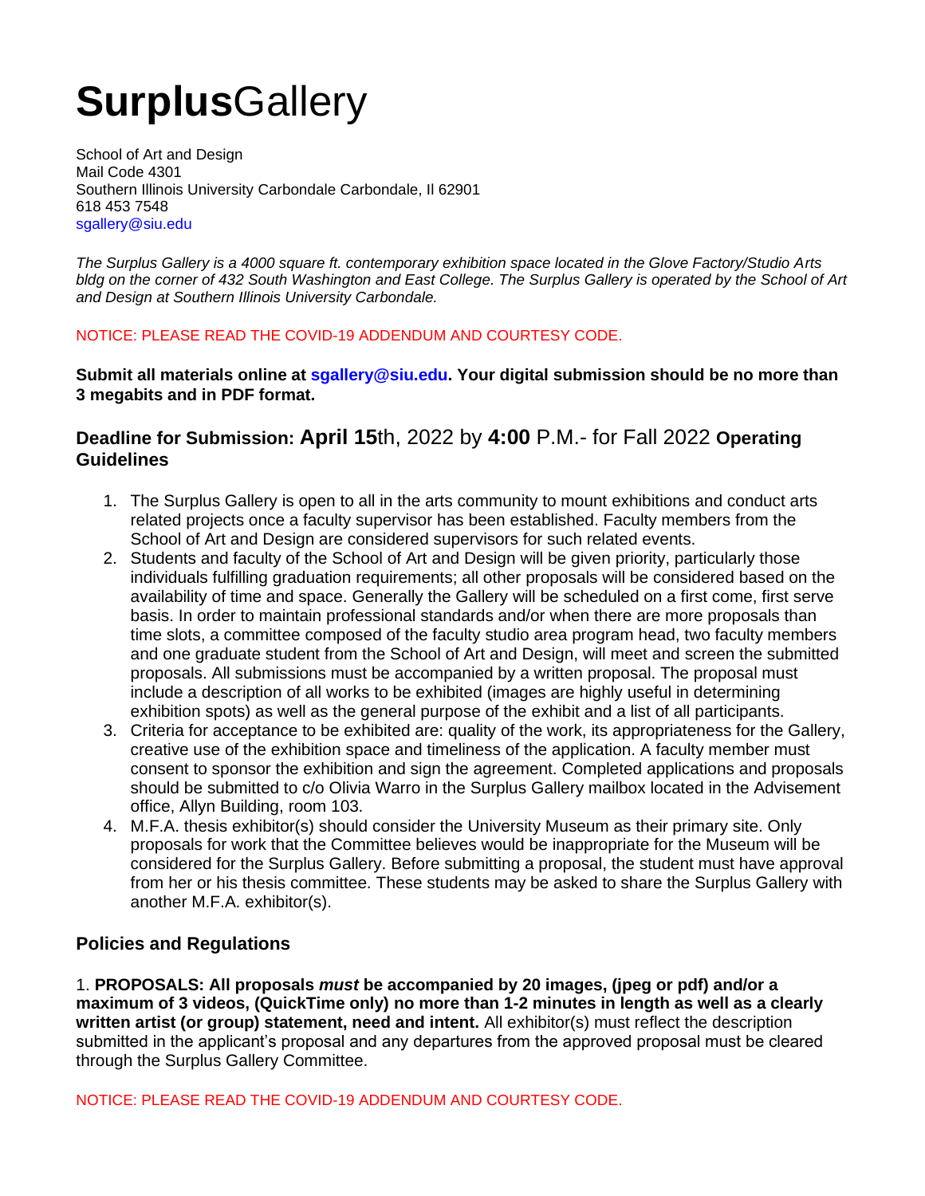# **Surplus**Gallery

School of Art and Design
Mail Code 4301
Southern Illinois University Carbondale Carbondale, Il 62901
618 453 7548
sgallery@siu.edu

*The Surplus Gallery is a 4000 square ft. contemporary exhibition space located in the Glove Factory/Studio Arts bldg on the corner of 432 South Washington and East College. The Surplus Gallery is operated by the School of Art and Design at Southern Illinois University Carbondale.*

NOTICE: PLEASE READ THE COVID-19 ADDENDUM AND COURTESY CODE.

**Submit all materials online at sgallery@siu.edu. Your digital submission should be no more than 3 megabits and in PDF format.**

### Deadline for Submission: **April 15**th, 2022 by **4:00** P.M.- for Fall 2022 Operating Guidelines

1. The Surplus Gallery is open to all in the arts community to mount exhibitions and conduct arts related projects once a faculty supervisor has been established. Faculty members from the School of Art and Design are considered supervisors for such related events.
2. Students and faculty of the School of Art and Design will be given priority, particularly those individuals fulfilling graduation requirements; all other proposals will be considered based on the availability of time and space. Generally the Gallery will be scheduled on a first come, first serve basis. In order to maintain professional standards and/or when there are more proposals than time slots, a committee composed of the faculty studio area program head, two faculty members and one graduate student from the School of Art and Design, will meet and screen the submitted proposals. All submissions must be accompanied by a written proposal. The proposal must include a description of all works to be exhibited (images are highly useful in determining exhibition spots) as well as the general purpose of the exhibit and a list of all participants.
3. Criteria for acceptance to be exhibited are: quality of the work, its appropriateness for the Gallery, creative use of the exhibition space and timeliness of the application. A faculty member must consent to sponsor the exhibition and sign the agreement. Completed applications and proposals should be submitted to c/o Olivia Warro in the Surplus Gallery mailbox located in the Advisement office, Allyn Building, room 103.
4. M.F.A. thesis exhibitor(s) should consider the University Museum as their primary site. Only proposals for work that the Committee believes would be inappropriate for the Museum will be considered for the Surplus Gallery. Before submitting a proposal, the student must have approval from her or his thesis committee. These students may be asked to share the Surplus Gallery with another M.F.A. exhibitor(s).

### Policies and Regulations

1. **PROPOSALS: All proposals *must* be accompanied by 20 images, (jpeg or pdf) and/or a maximum of 3 videos, (QuickTime only) no more than 1-2 minutes in length as well as a clearly written artist (or group) statement, need and intent.** All exhibitor(s) must reflect the description submitted in the applicant's proposal and any departures from the approved proposal must be cleared through the Surplus Gallery Committee.

NOTICE: PLEASE READ THE COVID-19 ADDENDUM AND COURTESY CODE.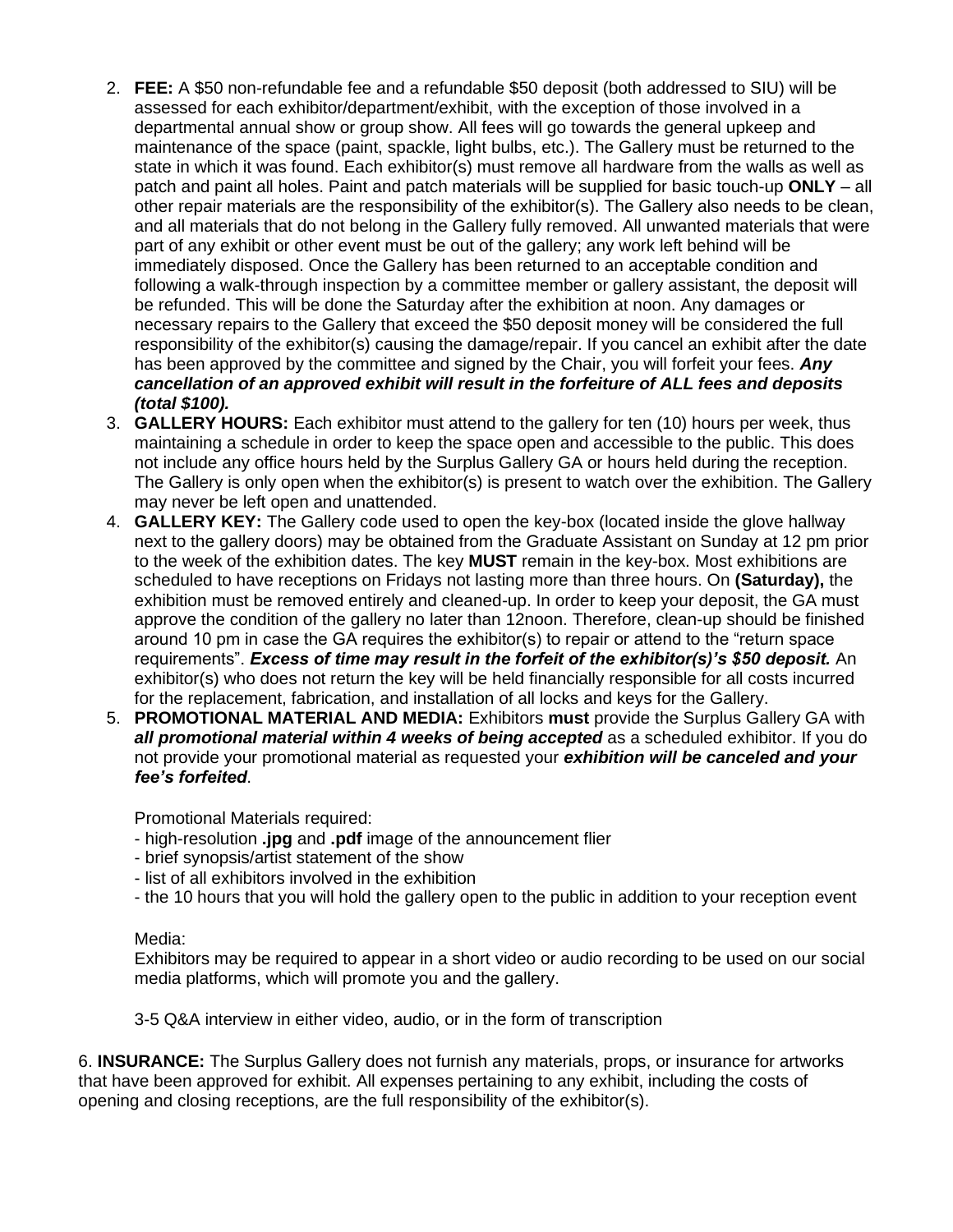2. **FEE:** A $50 non-refundable fee and a refundable $50 deposit (both addressed to SIU) will be assessed for each exhibitor/department/exhibit, with the exception of those involved in a departmental annual show or group show. All fees will go towards the general upkeep and maintenance of the space (paint, spackle, light bulbs, etc.). The Gallery must be returned to the state in which it was found. Each exhibitor(s) must remove all hardware from the walls as well as patch and paint all holes. Paint and patch materials will be supplied for basic touch-up **ONLY** – all other repair materials are the responsibility of the exhibitor(s). The Gallery also needs to be clean, and all materials that do not belong in the Gallery fully removed. All unwanted materials that were part of any exhibit or other event must be out of the gallery; any work left behind will be immediately disposed. Once the Gallery has been returned to an acceptable condition and following a walk-through inspection by a committee member or gallery assistant, the deposit will be refunded. This will be done the Saturday after the exhibition at noon. Any damages or necessary repairs to the Gallery that exceed the $50 deposit money will be considered the full responsibility of the exhibitor(s) causing the damage/repair. If you cancel an exhibit after the date has been approved by the committee and signed by the Chair, you will forfeit your fees. ***Any cancellation of an approved exhibit will result in the forfeiture of ALL fees and deposits (total $100).***
3. **GALLERY HOURS:** Each exhibitor must attend to the gallery for ten (10) hours per week, thus maintaining a schedule in order to keep the space open and accessible to the public. This does not include any office hours held by the Surplus Gallery GA or hours held during the reception. The Gallery is only open when the exhibitor(s) is present to watch over the exhibition. The Gallery may never be left open and unattended.
4. **GALLERY KEY:** The Gallery code used to open the key-box (located inside the glove hallway next to the gallery doors) may be obtained from the Graduate Assistant on Sunday at 12 pm prior to the week of the exhibition dates. The key **MUST** remain in the key-box. Most exhibitions are scheduled to have receptions on Fridays not lasting more than three hours. On **(Saturday),** the exhibition must be removed entirely and cleaned-up. In order to keep your deposit, the GA must approve the condition of the gallery no later than 12noon. Therefore, clean-up should be finished around 10 pm in case the GA requires the exhibitor(s) to repair or attend to the "return space requirements". ***Excess of time may result in the forfeit of the exhibitor(s)'s $50 deposit.*** An exhibitor(s) who does not return the key will be held financially responsible for all costs incurred for the replacement, fabrication, and installation of all locks and keys for the Gallery.
5. **PROMOTIONAL MATERIAL AND MEDIA:** Exhibitors **must** provide the Surplus Gallery GA with ***all promotional material within 4 weeks of being accepted*** as a scheduled exhibitor. If you do not provide your promotional material as requested your ***exhibition will be canceled and your fee's forfeited***.

   Promotional Materials required:
   - high-resolution **.jpg** and **.pdf** image of the announcement flier
   - brief synopsis/artist statement of the show
   - list of all exhibitors involved in the exhibition
   - the 10 hours that you will hold the gallery open to the public in addition to your reception event

   Media:
   Exhibitors may be required to appear in a short video or audio recording to be used on our social media platforms, which will promote you and the gallery.

   3-5 Q&A interview in either video, audio, or in the form of transcription

6. **INSURANCE:** The Surplus Gallery does not furnish any materials, props, or insurance for artworks that have been approved for exhibit. All expenses pertaining to any exhibit, including the costs of opening and closing receptions, are the full responsibility of the exhibitor(s).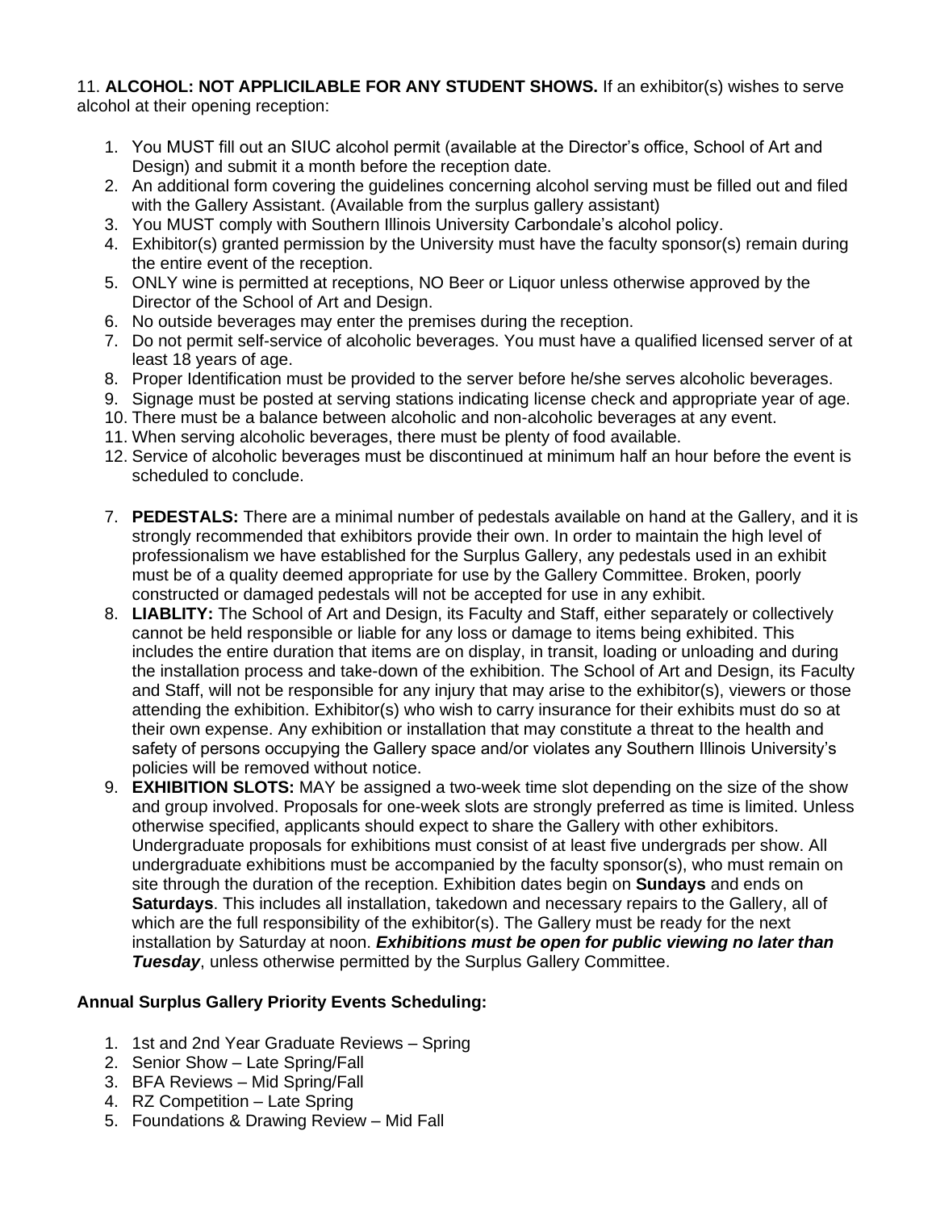11. **ALCOHOL: NOT APPLICILABLE FOR ANY STUDENT SHOWS.** If an exhibitor(s) wishes to serve alcohol at their opening reception:

1. You MUST fill out an SIUC alcohol permit (available at the Director's office, School of Art and Design) and submit it a month before the reception date.
2. An additional form covering the guidelines concerning alcohol serving must be filled out and filed with the Gallery Assistant. (Available from the surplus gallery assistant)
3. You MUST comply with Southern Illinois University Carbondale's alcohol policy.
4. Exhibitor(s) granted permission by the University must have the faculty sponsor(s) remain during the entire event of the reception.
5. ONLY wine is permitted at receptions, NO Beer or Liquor unless otherwise approved by the Director of the School of Art and Design.
6. No outside beverages may enter the premises during the reception.
7. Do not permit self-service of alcoholic beverages. You must have a qualified licensed server of at least 18 years of age.
8. Proper Identification must be provided to the server before he/she serves alcoholic beverages.
9. Signage must be posted at serving stations indicating license check and appropriate year of age.
10. There must be a balance between alcoholic and non-alcoholic beverages at any event.
11. When serving alcoholic beverages, there must be plenty of food available.
12. Service of alcoholic beverages must be discontinued at minimum half an hour before the event is scheduled to conclude.

7. **PEDESTALS:** There are a minimal number of pedestals available on hand at the Gallery, and it is strongly recommended that exhibitors provide their own. In order to maintain the high level of professionalism we have established for the Surplus Gallery, any pedestals used in an exhibit must be of a quality deemed appropriate for use by the Gallery Committee. Broken, poorly constructed or damaged pedestals will not be accepted for use in any exhibit.
8. **LIABLITY:** The School of Art and Design, its Faculty and Staff, either separately or collectively cannot be held responsible or liable for any loss or damage to items being exhibited. This includes the entire duration that items are on display, in transit, loading or unloading and during the installation process and take-down of the exhibition. The School of Art and Design, its Faculty and Staff, will not be responsible for any injury that may arise to the exhibitor(s), viewers or those attending the exhibition. Exhibitor(s) who wish to carry insurance for their exhibits must do so at their own expense. Any exhibition or installation that may constitute a threat to the health and safety of persons occupying the Gallery space and/or violates any Southern Illinois University's policies will be removed without notice.
9. **EXHIBITION SLOTS:** MAY be assigned a two-week time slot depending on the size of the show and group involved. Proposals for one-week slots are strongly preferred as time is limited. Unless otherwise specified, applicants should expect to share the Gallery with other exhibitors. Undergraduate proposals for exhibitions must consist of at least five undergrads per show. All undergraduate exhibitions must be accompanied by the faculty sponsor(s), who must remain on site through the duration of the reception. Exhibition dates begin on **Sundays** and ends on **Saturdays**. This includes all installation, takedown and necessary repairs to the Gallery, all of which are the full responsibility of the exhibitor(s). The Gallery must be ready for the next installation by Saturday at noon. ***Exhibitions must be open for public viewing no later than Tuesday***, unless otherwise permitted by the Surplus Gallery Committee.

**Annual Surplus Gallery Priority Events Scheduling:**

1. 1st and 2nd Year Graduate Reviews – Spring
2. Senior Show – Late Spring/Fall
3. BFA Reviews – Mid Spring/Fall
4. RZ Competition – Late Spring
5. Foundations & Drawing Review – Mid Fall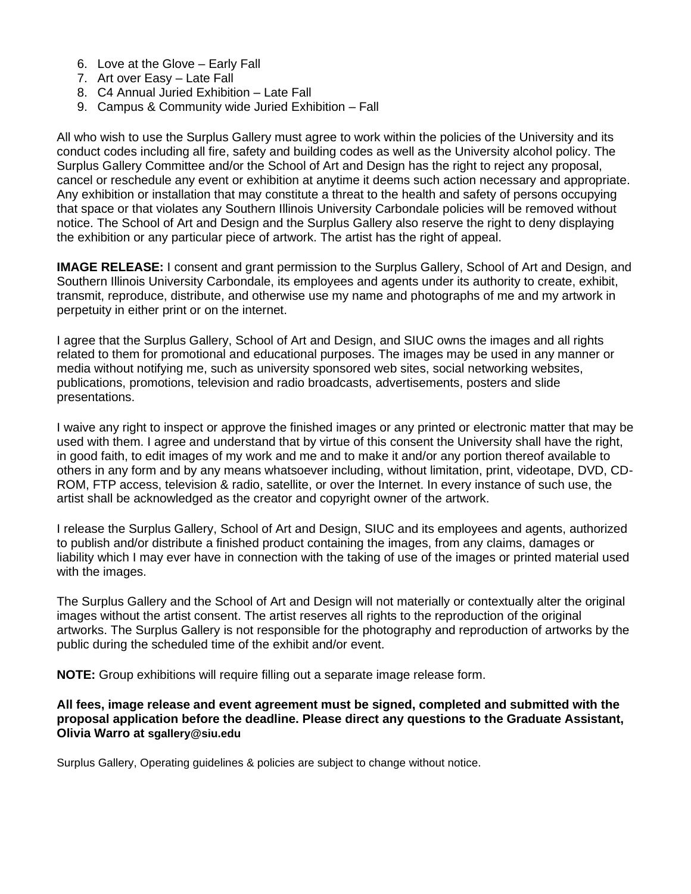6. Love at the Glove – Early Fall
7. Art over Easy – Late Fall
8. C4 Annual Juried Exhibition – Late Fall
9. Campus & Community wide Juried Exhibition – Fall

All who wish to use the Surplus Gallery must agree to work within the policies of the University and its conduct codes including all fire, safety and building codes as well as the University alcohol policy. The Surplus Gallery Committee and/or the School of Art and Design has the right to reject any proposal, cancel or reschedule any event or exhibition at anytime it deems such action necessary and appropriate. Any exhibition or installation that may constitute a threat to the health and safety of persons occupying that space or that violates any Southern Illinois University Carbondale policies will be removed without notice. The School of Art and Design and the Surplus Gallery also reserve the right to deny displaying the exhibition or any particular piece of artwork. The artist has the right of appeal.

**IMAGE RELEASE:** I consent and grant permission to the Surplus Gallery, School of Art and Design, and Southern Illinois University Carbondale, its employees and agents under its authority to create, exhibit, transmit, reproduce, distribute, and otherwise use my name and photographs of me and my artwork in perpetuity in either print or on the internet.

I agree that the Surplus Gallery, School of Art and Design, and SIUC owns the images and all rights related to them for promotional and educational purposes. The images may be used in any manner or media without notifying me, such as university sponsored web sites, social networking websites, publications, promotions, television and radio broadcasts, advertisements, posters and slide presentations.

I waive any right to inspect or approve the finished images or any printed or electronic matter that may be used with them. I agree and understand that by virtue of this consent the University shall have the right, in good faith, to edit images of my work and me and to make it and/or any portion thereof available to others in any form and by any means whatsoever including, without limitation, print, videotape, DVD, CD-ROM, FTP access, television & radio, satellite, or over the Internet. In every instance of such use, the artist shall be acknowledged as the creator and copyright owner of the artwork.

I release the Surplus Gallery, School of Art and Design, SIUC and its employees and agents, authorized to publish and/or distribute a finished product containing the images, from any claims, damages or liability which I may ever have in connection with the taking of use of the images or printed material used with the images.

The Surplus Gallery and the School of Art and Design will not materially or contextually alter the original images without the artist consent. The artist reserves all rights to the reproduction of the original artworks. The Surplus Gallery is not responsible for the photography and reproduction of artworks by the public during the scheduled time of the exhibit and/or event.

**NOTE:** Group exhibitions will require filling out a separate image release form.

**All fees, image release and event agreement must be signed, completed and submitted with the proposal application before the deadline. Please direct any questions to the Graduate Assistant, Olivia Warro at sgallery@siu.edu**

Surplus Gallery, Operating guidelines & policies are subject to change without notice.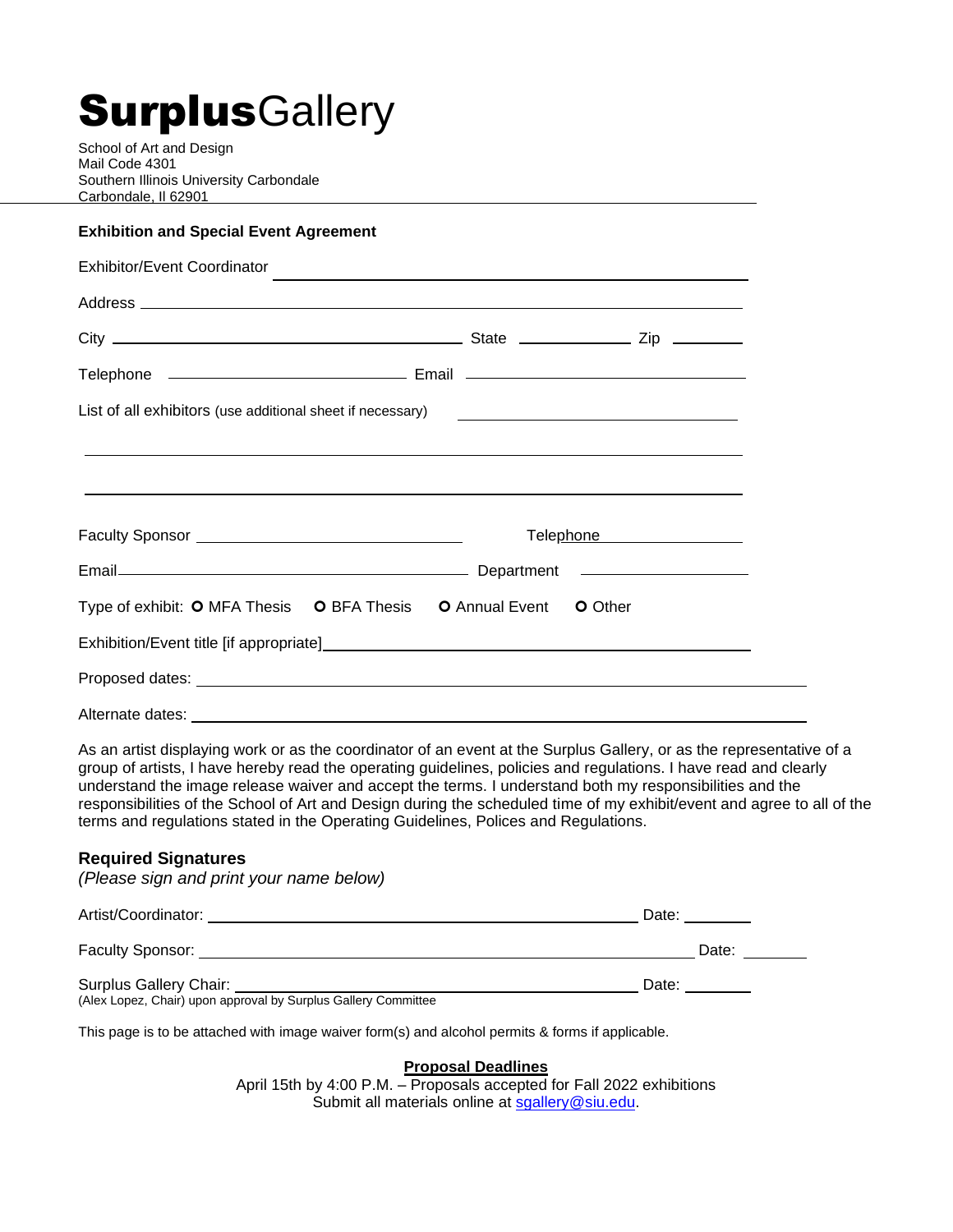# **Surplus**Gallery

School of Art and Design
Mail Code 4301
Southern Illinois University Carbondale
Carbondale, Il 62901

---

**Exhibition and Special Event Agreement**

Exhibitor/Event Coordinator ______________________________________________

Address ______________________________________________________________

City ________________________________ State ____________ Zip ________

Telephone ________________________ Email ______________________________

List of all exhibitors (use additional sheet if necessary) ________________________

______________________________________________________________________

______________________________________________________________________

Faculty Sponsor ___________________________ Telephone ________________

Email ____________________________________ Department ________________

Type of exhibit: O MFA Thesis O BFA Thesis O Annual Event O Other

Exhibition/Event title [if appropriate] __________________________________________

Proposed dates: ______________________________________________________

Alternate dates: ______________________________________________________

As an artist displaying work or as the coordinator of an event at the Surplus Gallery, or as the representative of a group of artists, I have hereby read the operating guidelines, policies and regulations. I have read and clearly understand the image release waiver and accept the terms. I understand both my responsibilities and the responsibilities of the School of Art and Design during the scheduled time of my exhibit/event and agree to all of the terms and regulations stated in the Operating Guidelines, Polices and Regulations.

### Required Signatures

*(Please sign and print your name below)*

Artist/Coordinator: ____________________________________________ Date: ________

Faculty Sponsor: ______________________________________________ Date: ________

Surplus Gallery Chair: __________________________________________ Date: ________
(Alex Lopez, Chair) upon approval by Surplus Gallery Committee

This page is to be attached with image waiver form(s) and alcohol permits & forms if applicable.

**Proposal Deadlines**

April 15th by 4:00 P.M. – Proposals accepted for Fall 2022 exhibitions
Submit all materials online at sgallery@siu.edu.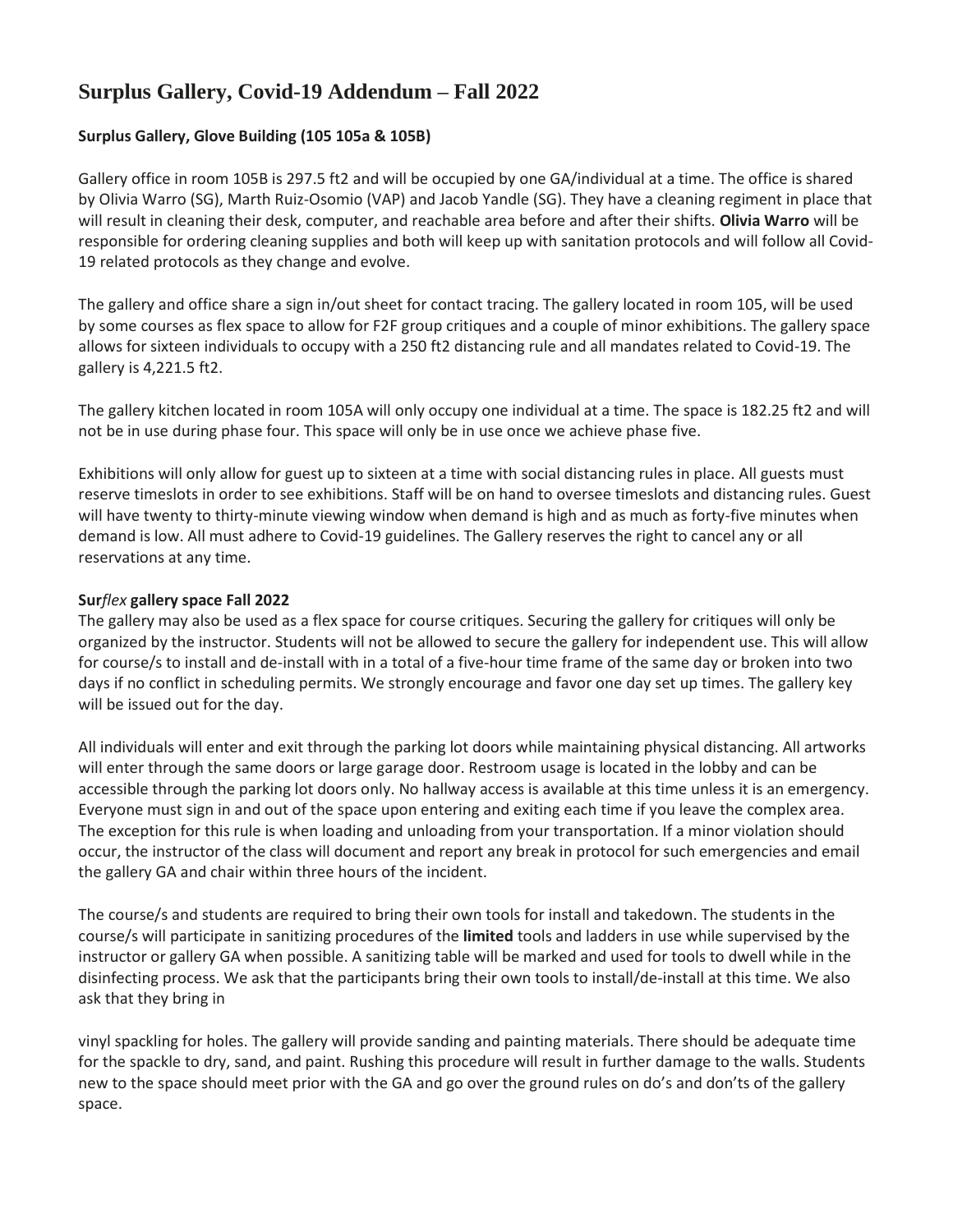# Surplus Gallery, Covid-19 Addendum – Fall 2022

**Surplus Gallery, Glove Building (105 105a & 105B)**

Gallery office in room 105B is 297.5 ft2 and will be occupied by one GA/individual at a time. The office is shared by Olivia Warro (SG), Marth Ruiz-Osomio (VAP) and Jacob Yandle (SG). They have a cleaning regiment in place that will result in cleaning their desk, computer, and reachable area before and after their shifts. **Olivia Warro** will be responsible for ordering cleaning supplies and both will keep up with sanitation protocols and will follow all Covid-19 related protocols as they change and evolve.

The gallery and office share a sign in/out sheet for contact tracing. The gallery located in room 105, will be used by some courses as flex space to allow for F2F group critiques and a couple of minor exhibitions. The gallery space allows for sixteen individuals to occupy with a 250 ft2 distancing rule and all mandates related to Covid-19. The gallery is 4,221.5 ft2.

The gallery kitchen located in room 105A will only occupy one individual at a time. The space is 182.25 ft2 and will not be in use during phase four. This space will only be in use once we achieve phase five.

Exhibitions will only allow for guest up to sixteen at a time with social distancing rules in place. All guests must reserve timeslots in order to see exhibitions. Staff will be on hand to oversee timeslots and distancing rules. Guest will have twenty to thirty-minute viewing window when demand is high and as much as forty-five minutes when demand is low. All must adhere to Covid-19 guidelines. The Gallery reserves the right to cancel any or all reservations at any time.

**Sur*flex* gallery space Fall 2022**

The gallery may also be used as a flex space for course critiques. Securing the gallery for critiques will only be organized by the instructor. Students will not be allowed to secure the gallery for independent use. This will allow for course/s to install and de-install with in a total of a five-hour time frame of the same day or broken into two days if no conflict in scheduling permits. We strongly encourage and favor one day set up times. The gallery key will be issued out for the day.

All individuals will enter and exit through the parking lot doors while maintaining physical distancing. All artworks will enter through the same doors or large garage door. Restroom usage is located in the lobby and can be accessible through the parking lot doors only. No hallway access is available at this time unless it is an emergency. Everyone must sign in and out of the space upon entering and exiting each time if you leave the complex area. The exception for this rule is when loading and unloading from your transportation. If a minor violation should occur, the instructor of the class will document and report any break in protocol for such emergencies and email the gallery GA and chair within three hours of the incident.

The course/s and students are required to bring their own tools for install and takedown. The students in the course/s will participate in sanitizing procedures of the **limited** tools and ladders in use while supervised by the instructor or gallery GA when possible. A sanitizing table will be marked and used for tools to dwell while in the disinfecting process. We ask that the participants bring their own tools to install/de-install at this time. We also ask that they bring in vinyl spackling for holes. The gallery will provide sanding and painting materials. There should be adequate time for the spackle to dry, sand, and paint. Rushing this procedure will result in further damage to the walls. Students new to the space should meet prior with the GA and go over the ground rules on do's and don'ts of the gallery space.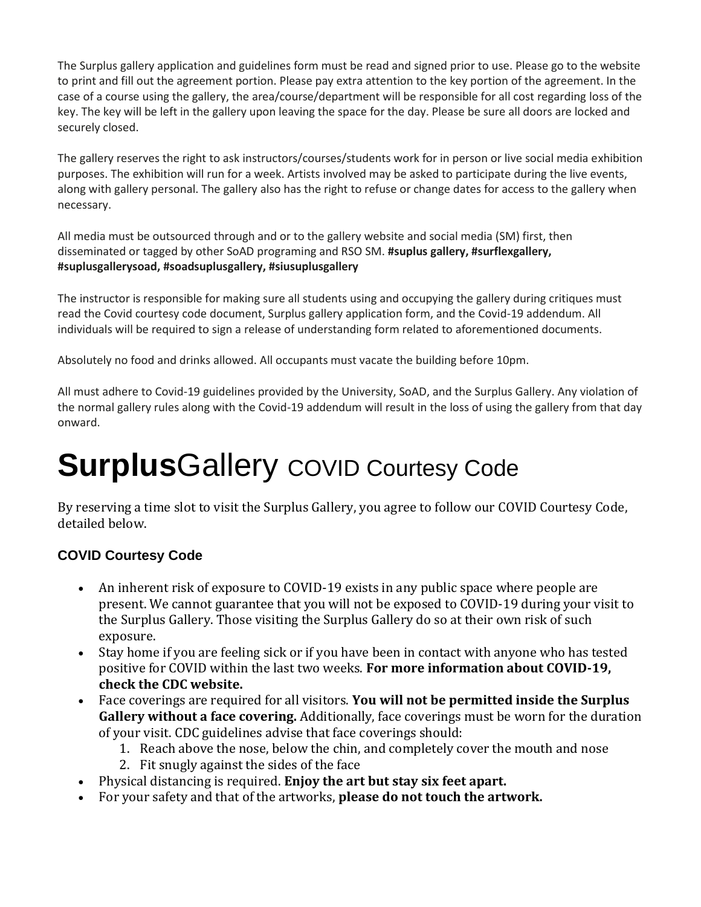The Surplus gallery application and guidelines form must be read and signed prior to use. Please go to the website to print and fill out the agreement portion. Please pay extra attention to the key portion of the agreement. In the case of a course using the gallery, the area/course/department will be responsible for all cost regarding loss of the key. The key will be left in the gallery upon leaving the space for the day. Please be sure all doors are locked and securely closed.

The gallery reserves the right to ask instructors/courses/students work for in person or live social media exhibition purposes. The exhibition will run for a week. Artists involved may be asked to participate during the live events, along with gallery personal. The gallery also has the right to refuse or change dates for access to the gallery when necessary.

All media must be outsourced through and or to the gallery website and social media (SM) first, then disseminated or tagged by other SoAD programing and RSO SM. **#suplus gallery, #surflexgallery, #suplusgallerysoad, #soadsuplusgallery, #siusuplusgallery**

The instructor is responsible for making sure all students using and occupying the gallery during critiques must read the Covid courtesy code document, Surplus gallery application form, and the Covid-19 addendum. All individuals will be required to sign a release of understanding form related to aforementioned documents.

Absolutely no food and drinks allowed. All occupants must vacate the building before 10pm.

All must adhere to Covid-19 guidelines provided by the University, SoAD, and the Surplus Gallery. Any violation of the normal gallery rules along with the Covid-19 addendum will result in the loss of using the gallery from that day onward.

# **Surplus**Gallery COVID Courtesy Code

By reserving a time slot to visit the Surplus Gallery, you agree to follow our COVID Courtesy Code, detailed below.

### COVID Courtesy Code

- An inherent risk of exposure to COVID-19 exists in any public space where people are present. We cannot guarantee that you will not be exposed to COVID-19 during your visit to the Surplus Gallery. Those visiting the Surplus Gallery do so at their own risk of such exposure.
- Stay home if you are feeling sick or if you have been in contact with anyone who has tested positive for COVID within the last two weeks. **For more information about COVID-19, check the CDC website.**
- Face coverings are required for all visitors. **You will not be permitted inside the Surplus Gallery without a face covering.** Additionally, face coverings must be worn for the duration of your visit. CDC guidelines advise that face coverings should:
  1. Reach above the nose, below the chin, and completely cover the mouth and nose
  2. Fit snugly against the sides of the face
- Physical distancing is required. **Enjoy the art but stay six feet apart.**
- For your safety and that of the artworks, **please do not touch the artwork.**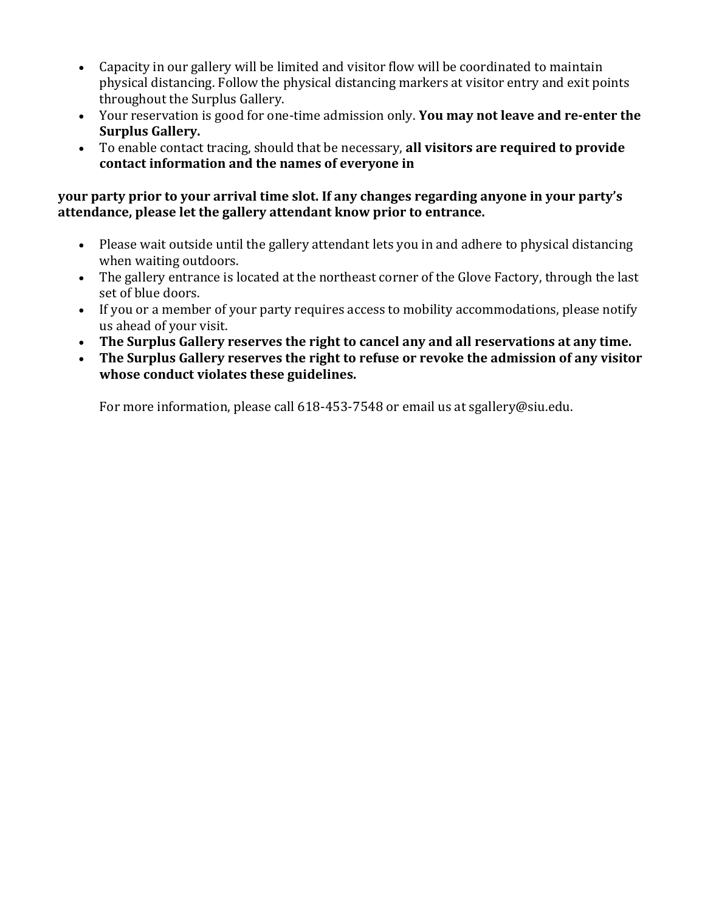- Capacity in our gallery will be limited and visitor flow will be coordinated to maintain physical distancing. Follow the physical distancing markers at visitor entry and exit points throughout the Surplus Gallery.
- Your reservation is good for one-time admission only. **You may not leave and re-enter the Surplus Gallery.**
- To enable contact tracing, should that be necessary, **all visitors are required to provide contact information and the names of everyone in**

**your party prior to your arrival time slot. If any changes regarding anyone in your party's attendance, please let the gallery attendant know prior to entrance.**

- Please wait outside until the gallery attendant lets you in and adhere to physical distancing when waiting outdoors.
- The gallery entrance is located at the northeast corner of the Glove Factory, through the last set of blue doors.
- If you or a member of your party requires access to mobility accommodations, please notify us ahead of your visit.
- **The Surplus Gallery reserves the right to cancel any and all reservations at any time.**
- **The Surplus Gallery reserves the right to refuse or revoke the admission of any visitor whose conduct violates these guidelines.**

For more information, please call 618-453-7548 or email us at sgallery@siu.edu.